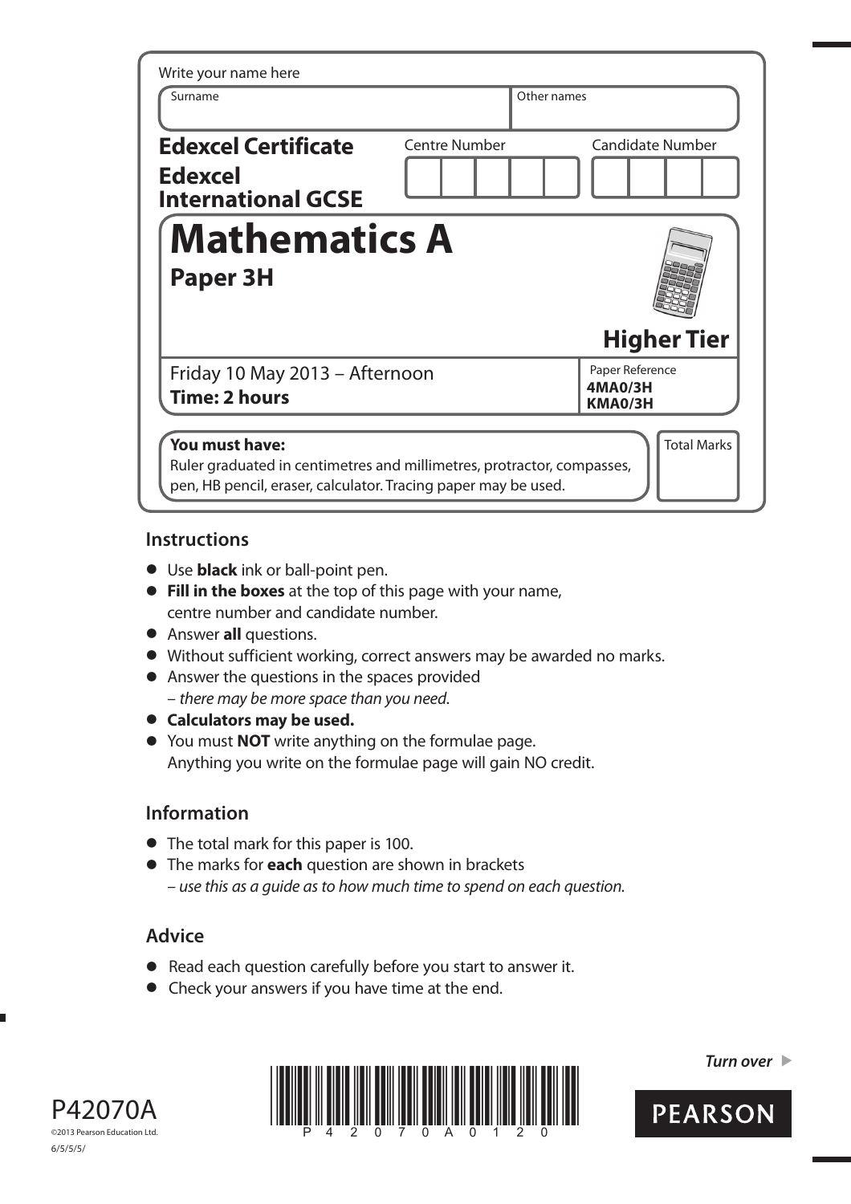Write your name here

| Surname | Other names |
|---|---|
| | |

**Edexcel Certificate**
**Edexcel International GCSE**

| Centre Number | Candidate Number |
|---|---|
| | |

# Mathematics A
## Paper 3H

**Higher Tier**

Friday 10 May 2013 – Afternoon
**Time: 2 hours**

Paper Reference
**4MA0/3H**
**KMA0/3H**

**You must have:**
Ruler graduated in centimetres and millimetres, protractor, compasses, pen, HB pencil, eraser, calculator. Tracing paper may be used.

Total Marks

## Instructions

- Use **black** ink or ball-point pen.
- **Fill in the boxes** at the top of this page with your name, centre number and candidate number.
- Answer **all** questions.
- Without sufficient working, correct answers may be awarded no marks.
- Answer the questions in the spaces provided
  – *there may be more space than you need.*
- **Calculators may be used.**
- You must **NOT** write anything on the formulae page. Anything you write on the formulae page will gain NO credit.

## Information

- The total mark for this paper is 100.
- The marks for **each** question are shown in brackets
  – *use this as a guide as to how much time to spend on each question.*

## Advice

- Read each question carefully before you start to answer it.
- Check your answers if you have time at the end.

*Turn over*

P42070A
©2013 Pearson Education Ltd.
6/5/5/5/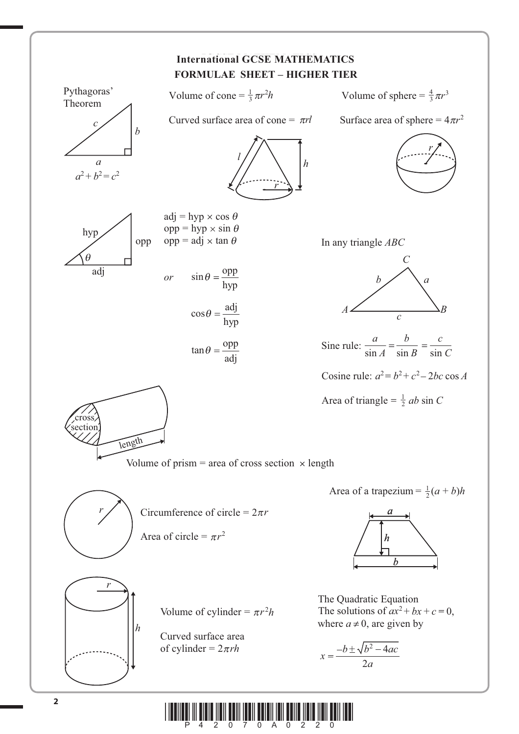# International GCSE MATHEMATICS
## FORMULAE SHEET – HIGHER TIER

**Pythagoras' Theorem**

$a^2 + b^2 = c^2$

Volume of cone $= \frac{1}{3}\pi r^2 h$

Curved surface area of cone $= \pi r l$

Volume of sphere $= \frac{4}{3}\pi r^3$

Surface area of sphere $= 4\pi r^2$

adj = hyp $\times \cos\theta$
opp = hyp $\times \sin\theta$
opp = adj $\times \tan\theta$

*or* $\sin\theta = \dfrac{\text{opp}}{\text{hyp}}$

$\cos\theta = \dfrac{\text{adj}}{\text{hyp}}$

$\tan\theta = \dfrac{\text{opp}}{\text{adj}}$

In any triangle $ABC$

Sine rule: $\dfrac{a}{\sin A} = \dfrac{b}{\sin B} = \dfrac{c}{\sin C}$

Cosine rule: $a^2 = b^2 + c^2 - 2bc\cos A$

Area of triangle $= \frac{1}{2}ab\sin C$

Volume of prism = area of cross section $\times$ length

Circumference of circle $= 2\pi r$

Area of circle $= \pi r^2$

Area of a trapezium $= \frac{1}{2}(a + b)h$

Volume of cylinder $= \pi r^2 h$

Curved surface area of cylinder $= 2\pi r h$

**The Quadratic Equation**

The solutions of $ax^2 + bx + c = 0$, where $a \neq 0$, are given by

$$x = \frac{-b \pm \sqrt{b^2 - 4ac}}{2a}$$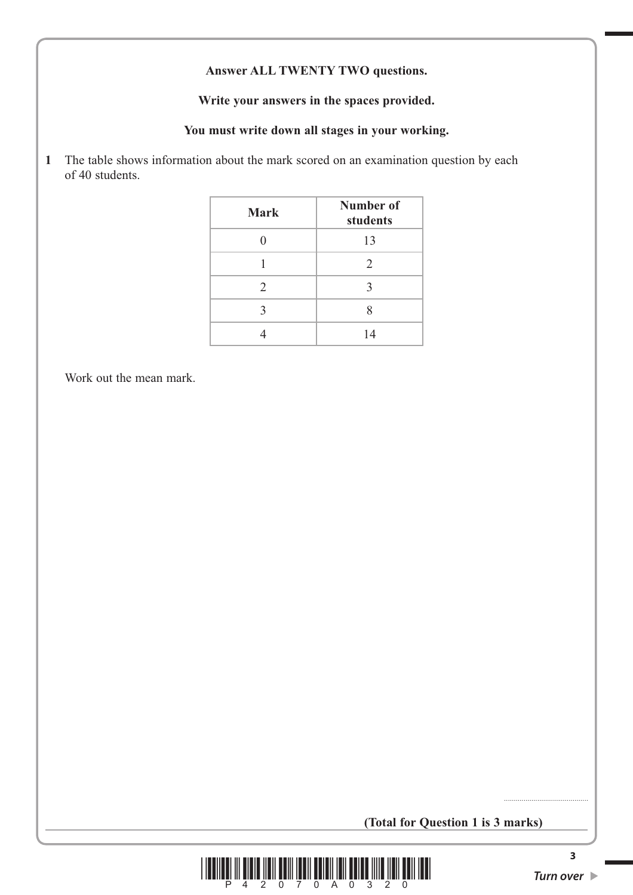**Answer ALL TWENTY TWO questions.**

**Write your answers in the spaces provided.**

**You must write down all stages in your working.**

**1** The table shows information about the mark scored on an examination question by each of 40 students.

| Mark | Number of students |
|---|---|
| 0 | 13 |
| 1 | 2 |
| 2 | 3 |
| 3 | 8 |
| 4 | 14 |

Work out the mean mark.

..........................................

**(Total for Question 1 is 3 marks)**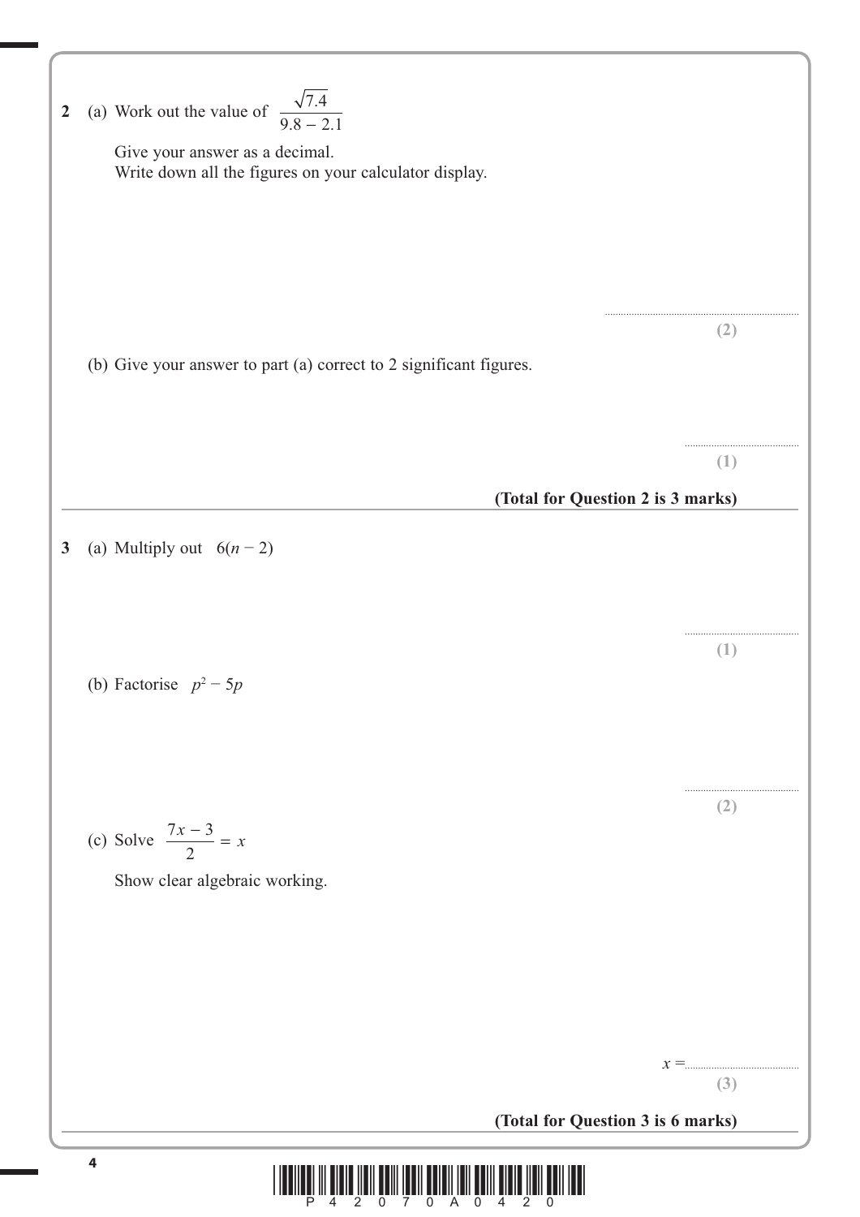**2** (a) Work out the value of $\dfrac{\sqrt{7.4}}{9.8 - 2.1}$

Give your answer as a decimal.
Write down all the figures on your calculator display.

..............................................................

**(2)**

(b) Give your answer to part (a) correct to 2 significant figures.

..............................................

**(1)**

**(Total for Question 2 is 3 marks)**

---

**3** (a) Multiply out $6(n - 2)$

..............................................

**(1)**

(b) Factorise $p^2 - 5p$

..............................................

**(2)**

(c) Solve $\dfrac{7x - 3}{2} = x$

Show clear algebraic working.

$x =$ ..............................................

**(3)**

**(Total for Question 3 is 6 marks)**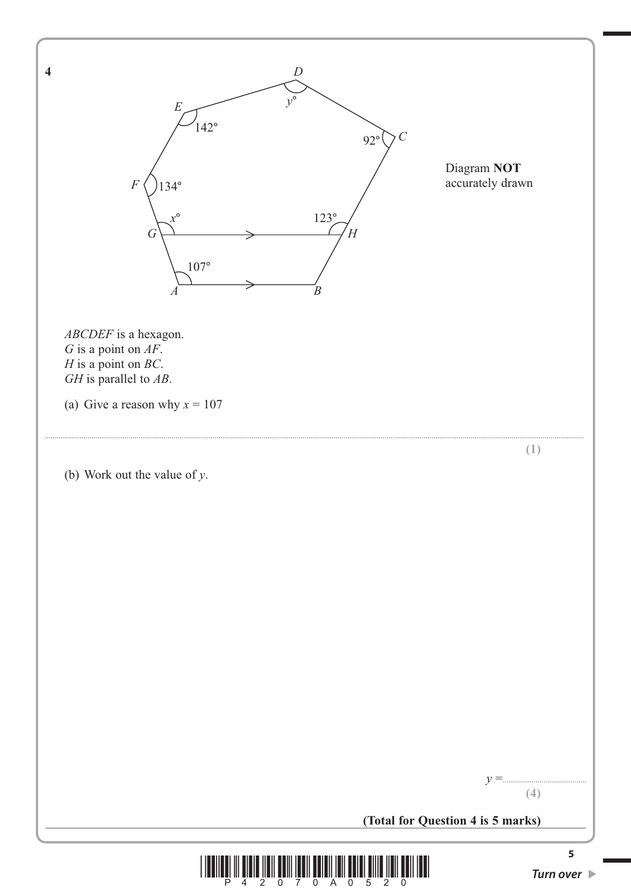**4**

Diagram **NOT** accurately drawn

*ABCDEF* is a hexagon.
*G* is a point on *AF*.
*H* is a point on *BC*.
*GH* is parallel to *AB*.

(a) Give a reason why $x = 107$

..........................................................................................................................................................................................................

**(1)**

(b) Work out the value of $y$.

$y =$ ..........................................

**(4)**

**(Total for Question 4 is 5 marks)**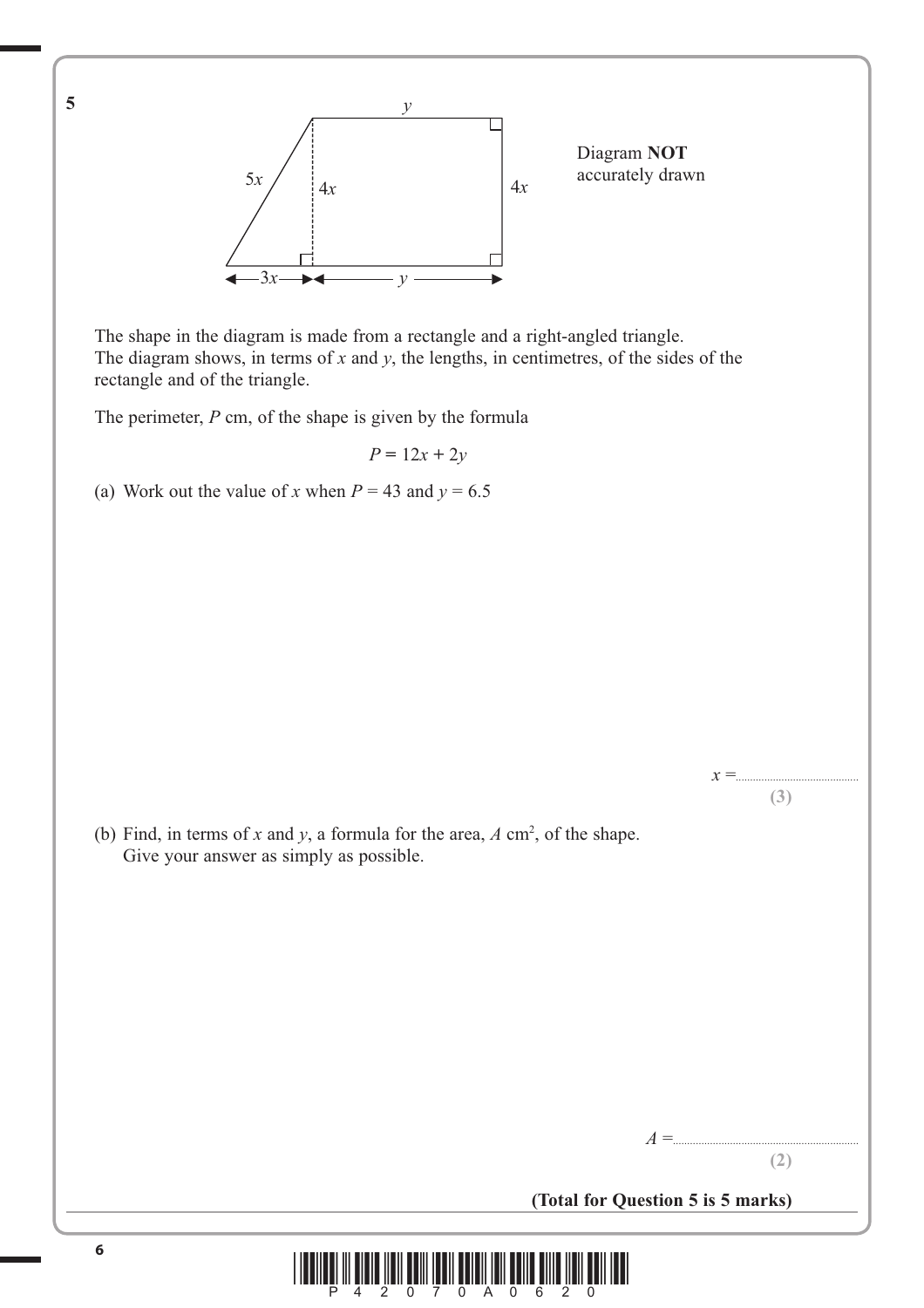**5**

Diagram **NOT** accurately drawn

The shape in the diagram is made from a rectangle and a right-angled triangle.
The diagram shows, in terms of $x$ and $y$, the lengths, in centimetres, of the sides of the rectangle and of the triangle.

The perimeter, $P$ cm, of the shape is given by the formula

$$P = 12x + 2y$$

(a) Work out the value of $x$ when $P = 43$ and $y = 6.5$

$x =$ ..........................................

**(3)**

(b) Find, in terms of $x$ and $y$, a formula for the area, $A$ cm$^2$, of the shape.
Give your answer as simply as possible.

$A =$ ..........................................

**(2)**

**(Total for Question 5 is 5 marks)**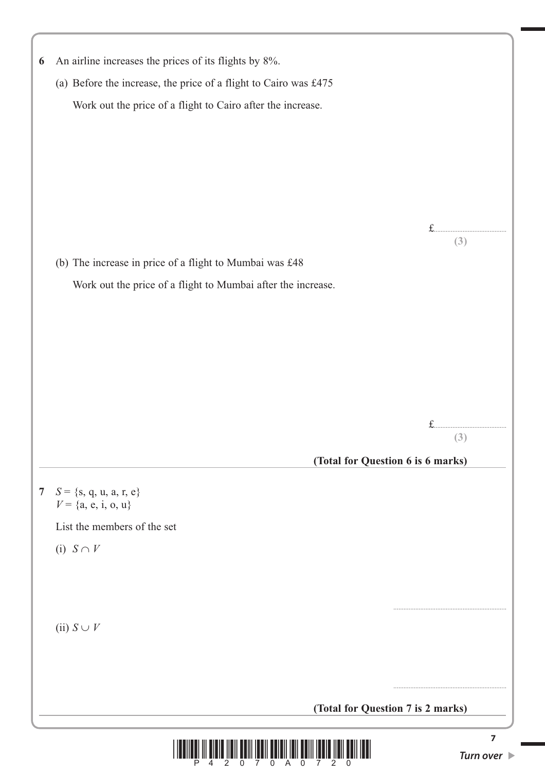**6** An airline increases the prices of its flights by 8%.

(a) Before the increase, the price of a flight to Cairo was £475

Work out the price of a flight to Cairo after the increase.

£..............................

**(3)**

(b) The increase in price of a flight to Mumbai was £48

Work out the price of a flight to Mumbai after the increase.

£..............................

**(3)**

**(Total for Question 6 is 6 marks)**

---

**7** $S = \{s, q, u, a, r, e\}$
$V = \{a, e, i, o, u\}$

List the members of the set

(i) $S \cap V$

..............................

(ii) $S \cup V$

..............................

**(Total for Question 7 is 2 marks)**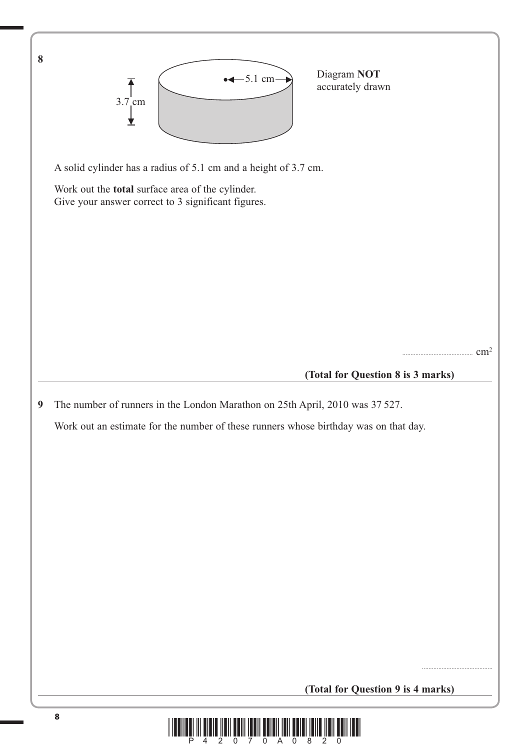**8**

3.7 cm

5.1 cm

Diagram **NOT** accurately drawn

A solid cylinder has a radius of 5.1 cm and a height of 3.7 cm.

Work out the **total** surface area of the cylinder.
Give your answer correct to 3 significant figures.

.......................................... $cm^2$

**(Total for Question 8 is 3 marks)**

---

**9** The number of runners in the London Marathon on 25th April, 2010 was 37 527.

Work out an estimate for the number of these runners whose birthday was on that day.

..........................................

**(Total for Question 9 is 4 marks)**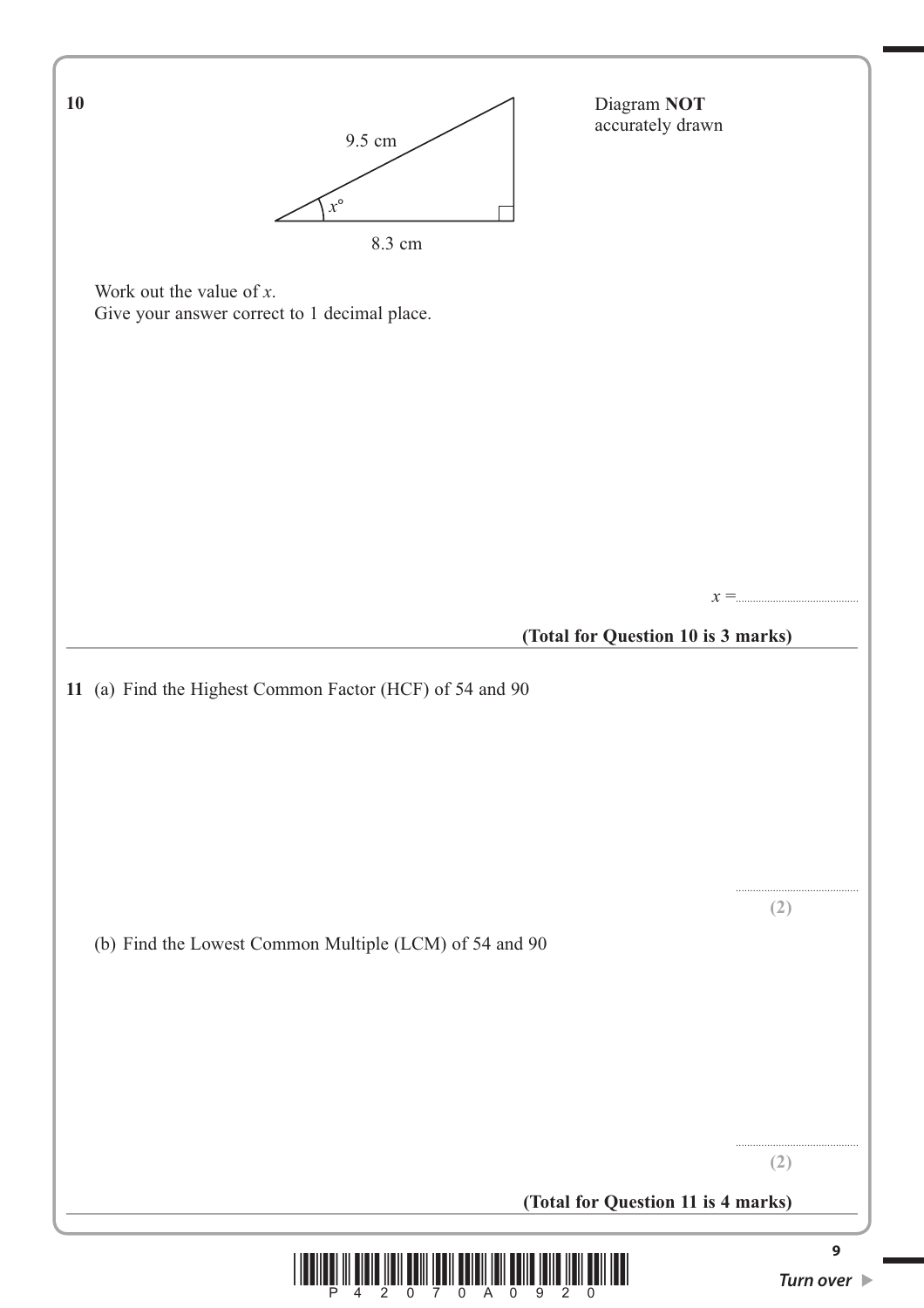**10**

9.5 cm

$x°$

8.3 cm

Diagram **NOT** accurately drawn

Work out the value of $x$.
Give your answer correct to 1 decimal place.

$x = $..........................................

**(Total for Question 10 is 3 marks)**

---

**11** (a) Find the Highest Common Factor (HCF) of 54 and 90

..........................................
**(2)**

(b) Find the Lowest Common Multiple (LCM) of 54 and 90

..........................................
**(2)**

**(Total for Question 11 is 4 marks)**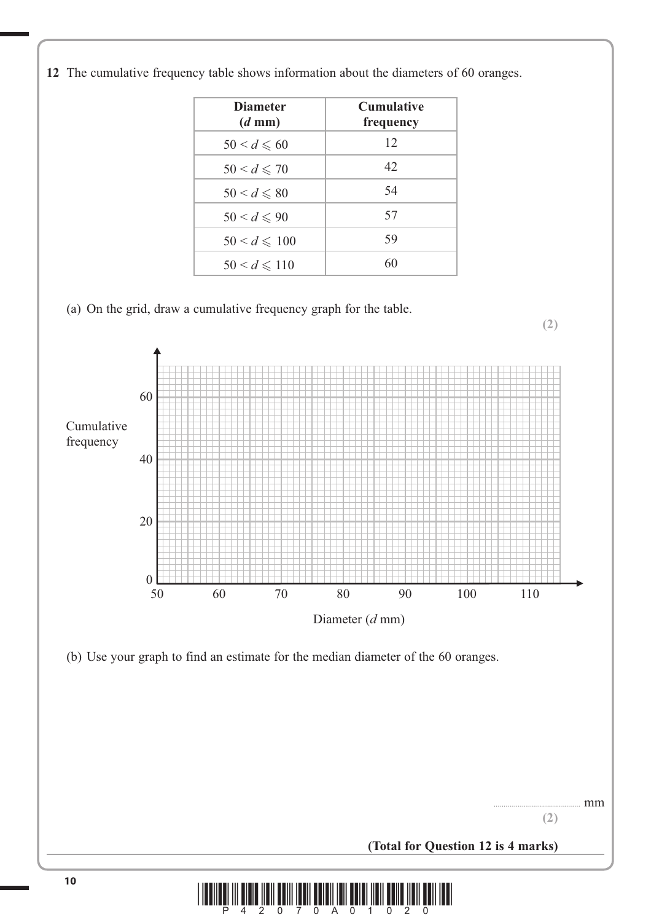**12** The cumulative frequency table shows information about the diameters of 60 oranges.

| Diameter ($d$ mm) | Cumulative frequency |
|---|---|
| $50 < d \leqslant 60$ | 12 |
| $50 < d \leqslant 70$ | 42 |
| $50 < d \leqslant 80$ | 54 |
| $50 < d \leqslant 90$ | 57 |
| $50 < d \leqslant 100$ | 59 |
| $50 < d \leqslant 110$ | 60 |

(a) On the grid, draw a cumulative frequency graph for the table.

**(2)**

Cumulative frequency

0, 20, 40, 60

50, 60, 70, 80, 90, 100, 110

Diameter ($d$ mm)

(b) Use your graph to find an estimate for the median diameter of the 60 oranges.

.......................................... mm

**(2)**

**(Total for Question 12 is 4 marks)**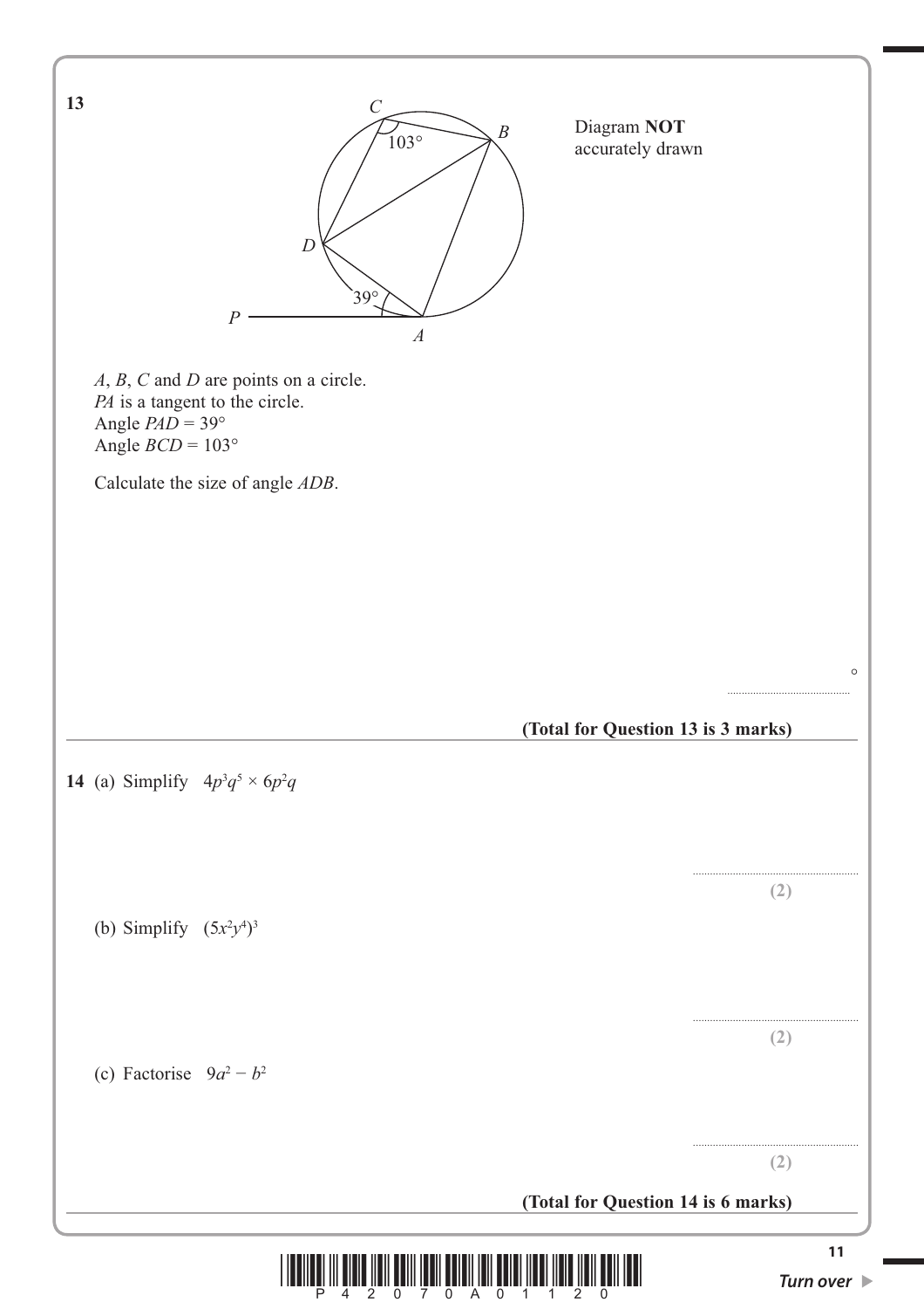**13**

Diagram **NOT** accurately drawn

$A$, $B$, $C$ and $D$ are points on a circle.
$PA$ is a tangent to the circle.
Angle $PAD = 39°$
Angle $BCD = 103°$

Calculate the size of angle $ADB$.

..................................... °

**(Total for Question 13 is 3 marks)**

---

**14** (a) Simplify $4p^3q^5 \times 6p^2q$

..................................................

**(2)**

(b) Simplify $(5x^2y^4)^3$

..................................................

**(2)**

(c) Factorise $9a^2 - b^2$

..................................................

**(2)**

**(Total for Question 14 is 6 marks)**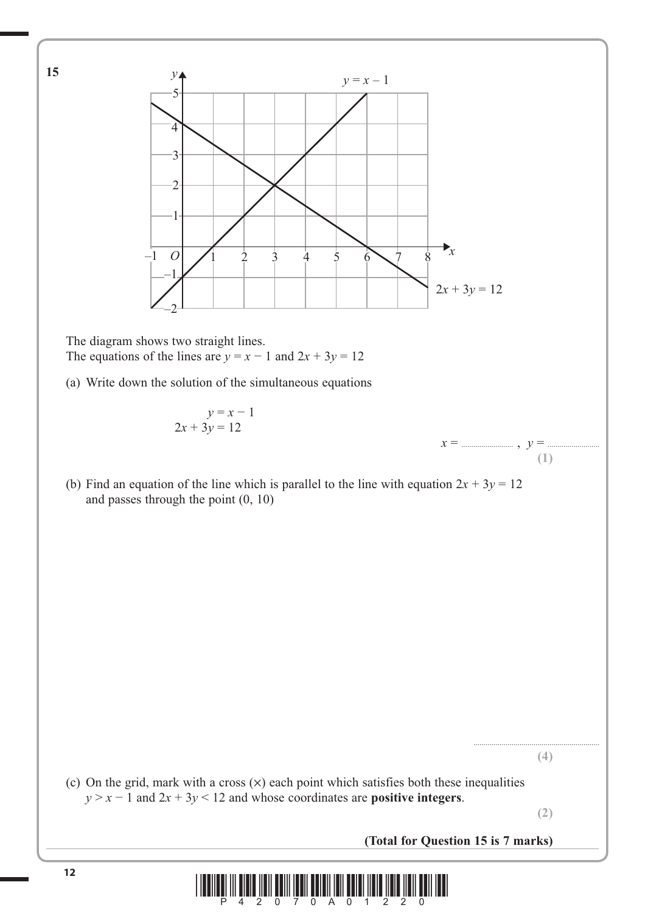**15**

The diagram shows two straight lines.
The equations of the lines are $y = x - 1$ and $2x + 3y = 12$

(a) Write down the solution of the simultaneous equations

$$y = x - 1$$
$$2x + 3y = 12$$

$x =$ .................... , $y =$ ....................

**(1)**

(b) Find an equation of the line which is parallel to the line with equation $2x + 3y = 12$ and passes through the point (0, 10)

..........................................................

**(4)**

(c) On the grid, mark with a cross (×) each point which satisfies both these inequalities $y > x - 1$ and $2x + 3y < 12$ and whose coordinates are **positive integers**.

**(2)**

**(Total for Question 15 is 7 marks)**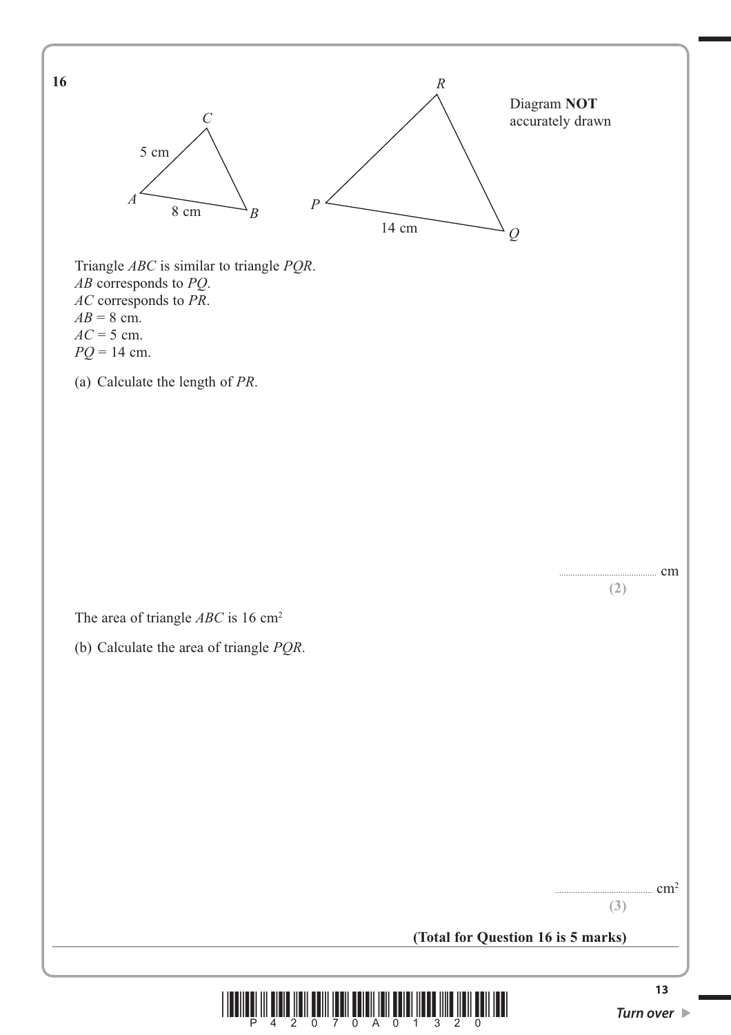**16**

Diagram **NOT** accurately drawn

Triangle $ABC$ is similar to triangle $PQR$.
$AB$ corresponds to $PQ$.
$AC$ corresponds to $PR$.
$AB = 8$ cm.
$AC = 5$ cm.
$PQ = 14$ cm.

(a) Calculate the length of $PR$.

.......................................... cm

**(2)**

The area of triangle $ABC$ is 16 cm$^2$

(b) Calculate the area of triangle $PQR$.

.......................................... cm$^2$

**(3)**

**(Total for Question 16 is 5 marks)**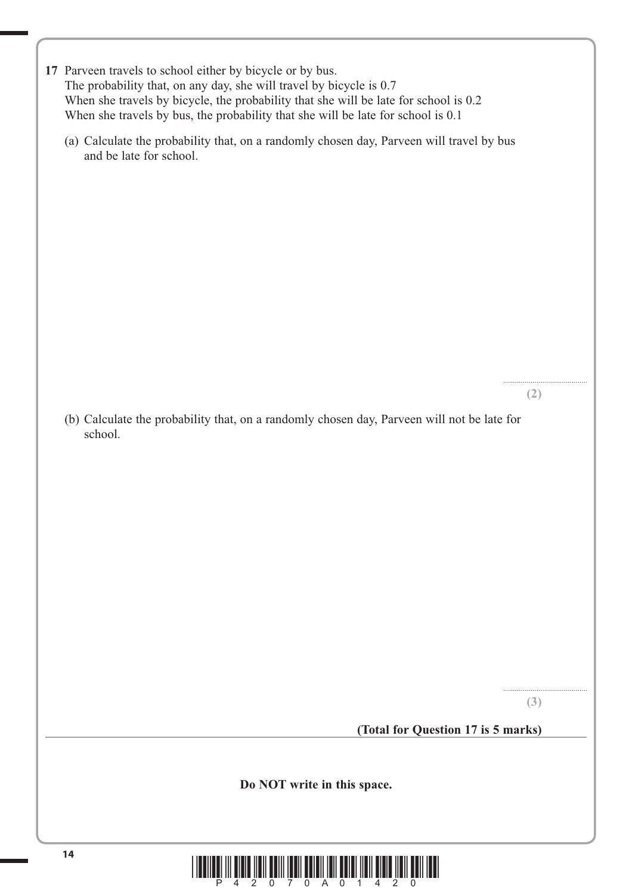**17** Parveen travels to school either by bicycle or by bus.
The probability that, on any day, she will travel by bicycle is 0.7
When she travels by bicycle, the probability that she will be late for school is 0.2
When she travels by bus, the probability that she will be late for school is 0.1

(a) Calculate the probability that, on a randomly chosen day, Parveen will travel by bus and be late for school.

..........................................
**(2)**

(b) Calculate the probability that, on a randomly chosen day, Parveen will not be late for school.

..........................................
**(3)**

**(Total for Question 17 is 5 marks)**

**Do NOT write in this space.**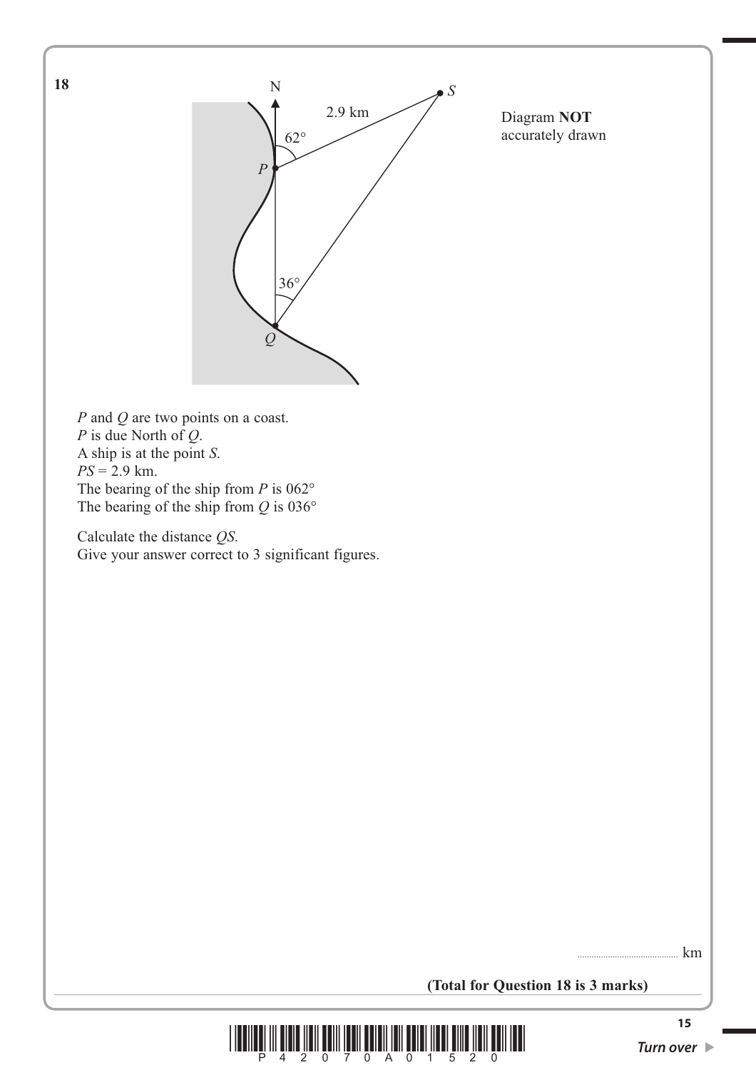**18**

Diagram **NOT** accurately drawn

$P$ and $Q$ are two points on a coast.
$P$ is due North of $Q$.
A ship is at the point $S$.
$PS = 2.9$ km.
The bearing of the ship from $P$ is 062°
The bearing of the ship from $Q$ is 036°

Calculate the distance $QS$.
Give your answer correct to 3 significant figures.

.......................................... km

**(Total for Question 18 is 3 marks)**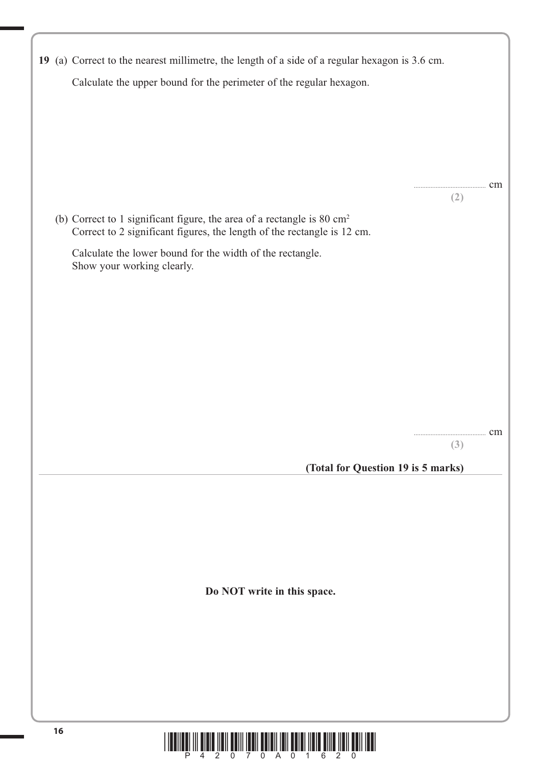**19** (a) Correct to the nearest millimetre, the length of a side of a regular hexagon is 3.6 cm.

Calculate the upper bound for the perimeter of the regular hexagon.

.......................................... cm

**(2)**

(b) Correct to 1 significant figure, the area of a rectangle is 80 $cm^2$
Correct to 2 significant figures, the length of the rectangle is 12 cm.

Calculate the lower bound for the width of the rectangle.
Show your working clearly.

.......................................... cm

**(3)**

**(Total for Question 19 is 5 marks)**

**Do NOT write in this space.**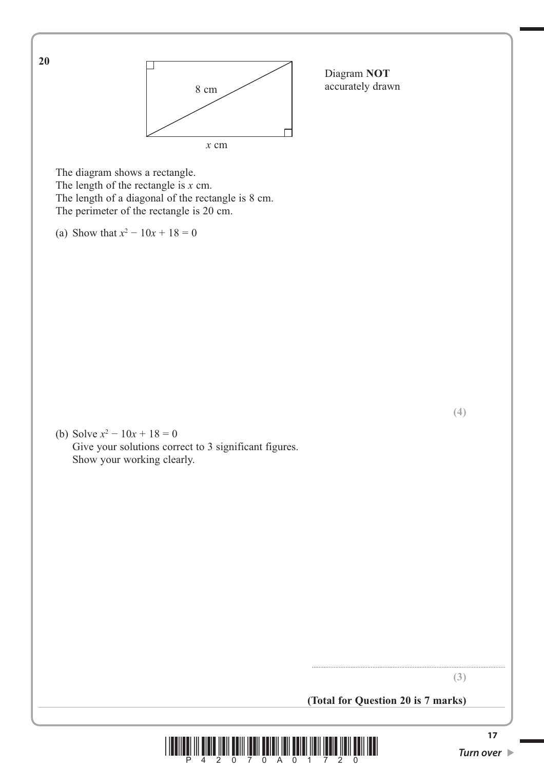**20**

Diagram **NOT** accurately drawn

8 cm

$x$ cm

The diagram shows a rectangle.
The length of the rectangle is $x$ cm.
The length of a diagonal of the rectangle is 8 cm.
The perimeter of the rectangle is 20 cm.

(a) Show that $x^2 - 10x + 18 = 0$

**(4)**

(b) Solve $x^2 - 10x + 18 = 0$
Give your solutions correct to 3 significant figures.
Show your working clearly.

..............................................................

**(3)**

**(Total for Question 20 is 7 marks)**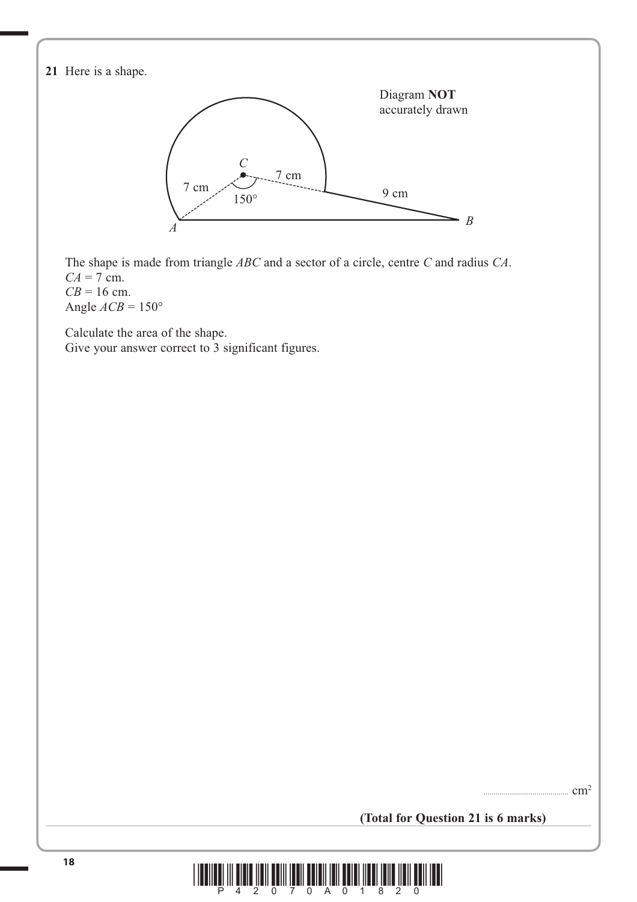**21** Here is a shape.

Diagram **NOT** accurately drawn

The shape is made from triangle $ABC$ and a sector of a circle, centre $C$ and radius $CA$.
$CA = 7$ cm.
$CB = 16$ cm.
Angle $ACB = 150°$

Calculate the area of the shape.
Give your answer correct to 3 significant figures.

.......................................... cm²

**(Total for Question 21 is 6 marks)**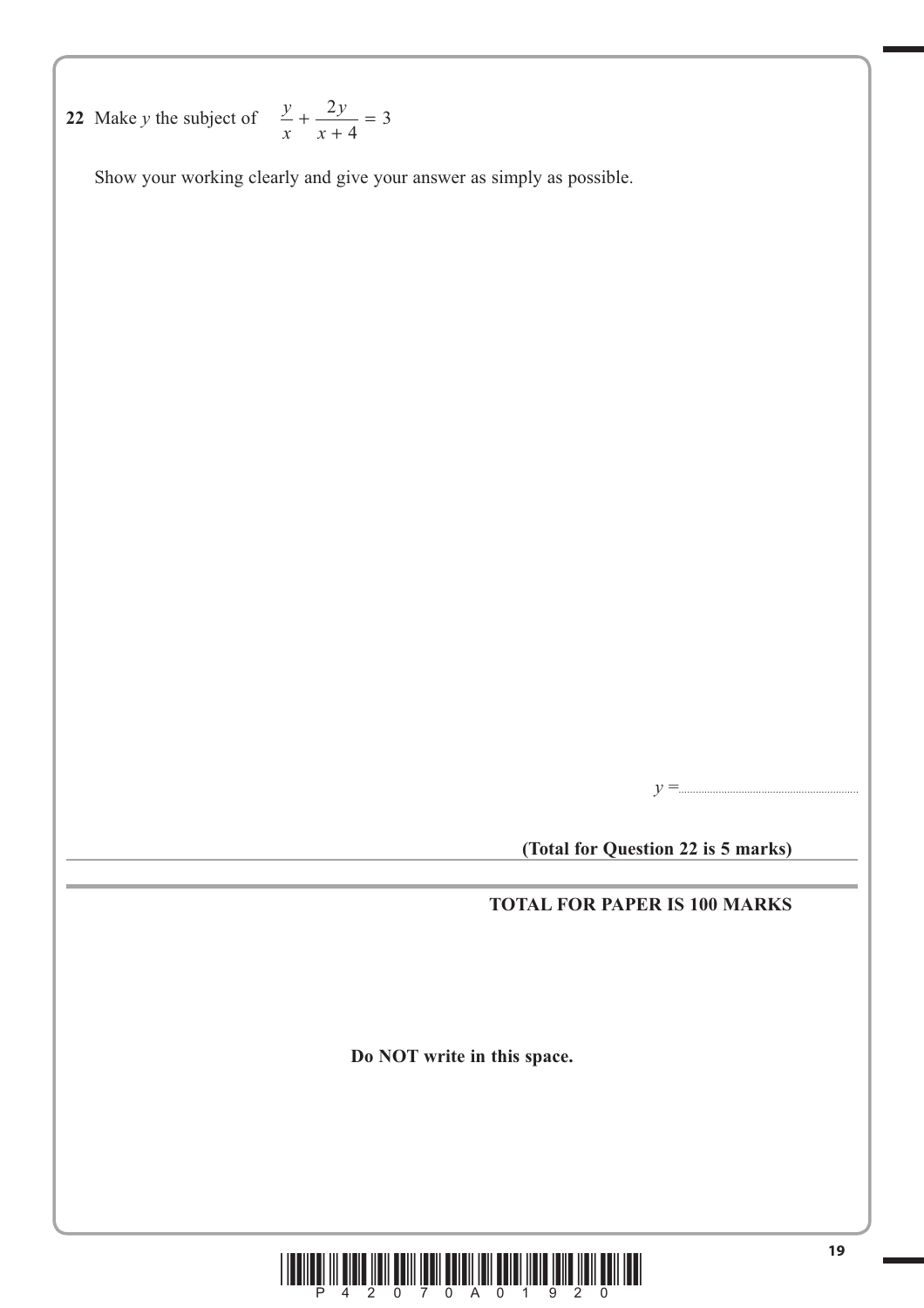**22** Make $y$ the subject of $\quad \dfrac{y}{x} + \dfrac{2y}{x+4} = 3$

Show your working clearly and give your answer as simply as possible.

$y =$ ..............................................................

**(Total for Question 22 is 5 marks)**

---

**TOTAL FOR PAPER IS 100 MARKS**

**Do NOT write in this space.**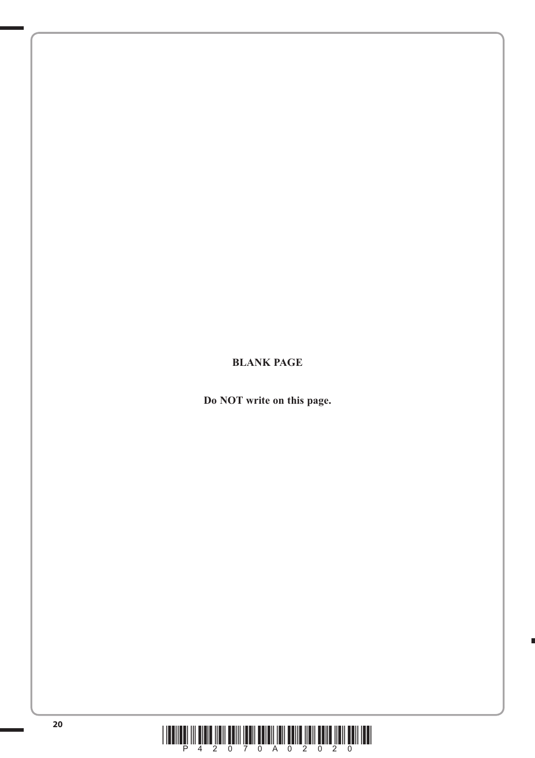**BLANK PAGE**

**Do NOT write on this page.**